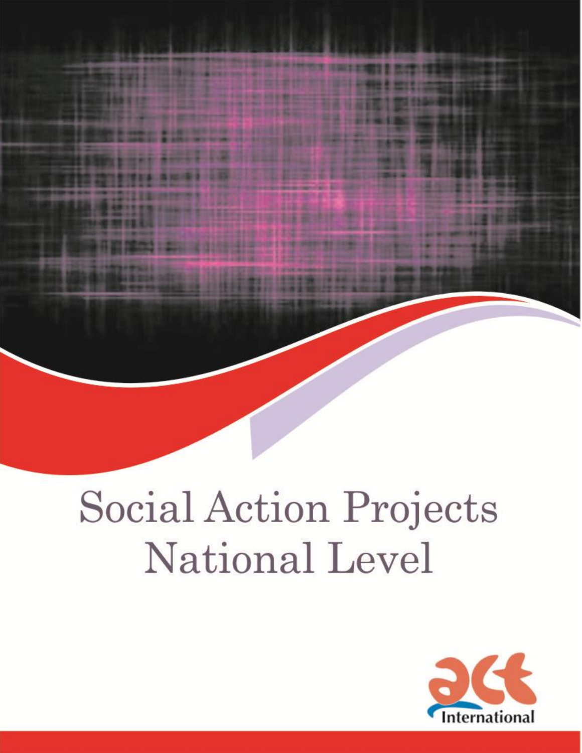# Social Action Projects National Level

act International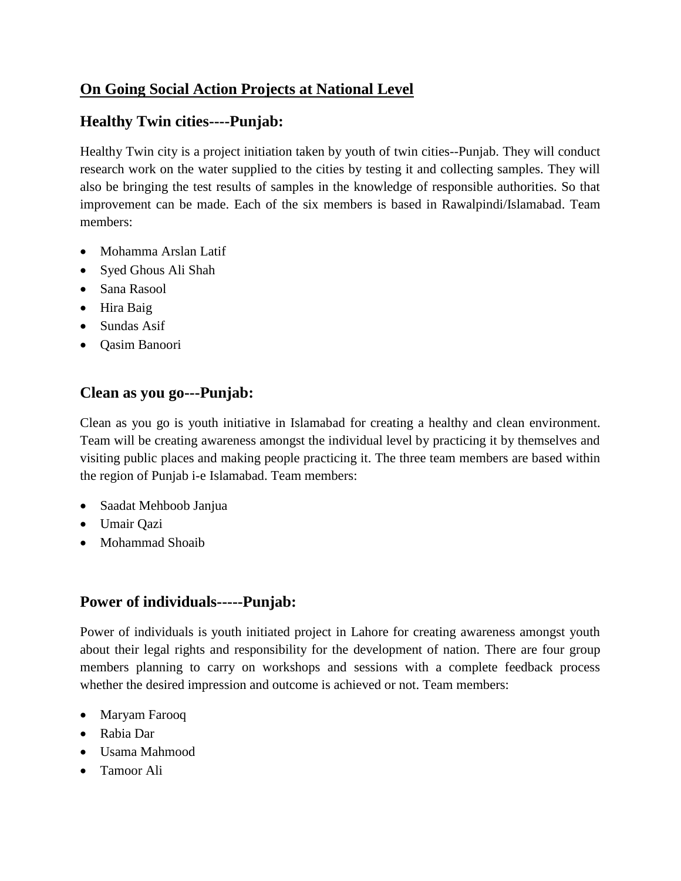# On Going Social Action Projects at National Level

## Healthy Twin cities----Punjab:

Healthy Twin city is a project initiation taken by youth of twin cities--Punjab. They will conduct research work on the water supplied to the cities by testing it and collecting samples. They will also be bringing the test results of samples in the knowledge of responsible authorities. So that improvement can be made. Each of the six members is based in Rawalpindi/Islamabad. Team members:

- Mohamma Arslan Latif
- Syed Ghous Ali Shah
- Sana Rasool
- Hira Baig
- Sundas Asif
- Qasim Banoori

## Clean as you go---Punjab:

Clean as you go is youth initiative in Islamabad for creating a healthy and clean environment. Team will be creating awareness amongst the individual level by practicing it by themselves and visiting public places and making people practicing it. The three team members are based within the region of Punjab i-e Islamabad. Team members:

- Saadat Mehboob Janjua
- Umair Qazi
- Mohammad Shoaib

## Power of individuals-----Punjab:

Power of individuals is youth initiated project in Lahore for creating awareness amongst youth about their legal rights and responsibility for the development of nation. There are four group members planning to carry on workshops and sessions with a complete feedback process whether the desired impression and outcome is achieved or not. Team members:

- Maryam Farooq
- Rabia Dar
- Usama Mahmood
- Tamoor Ali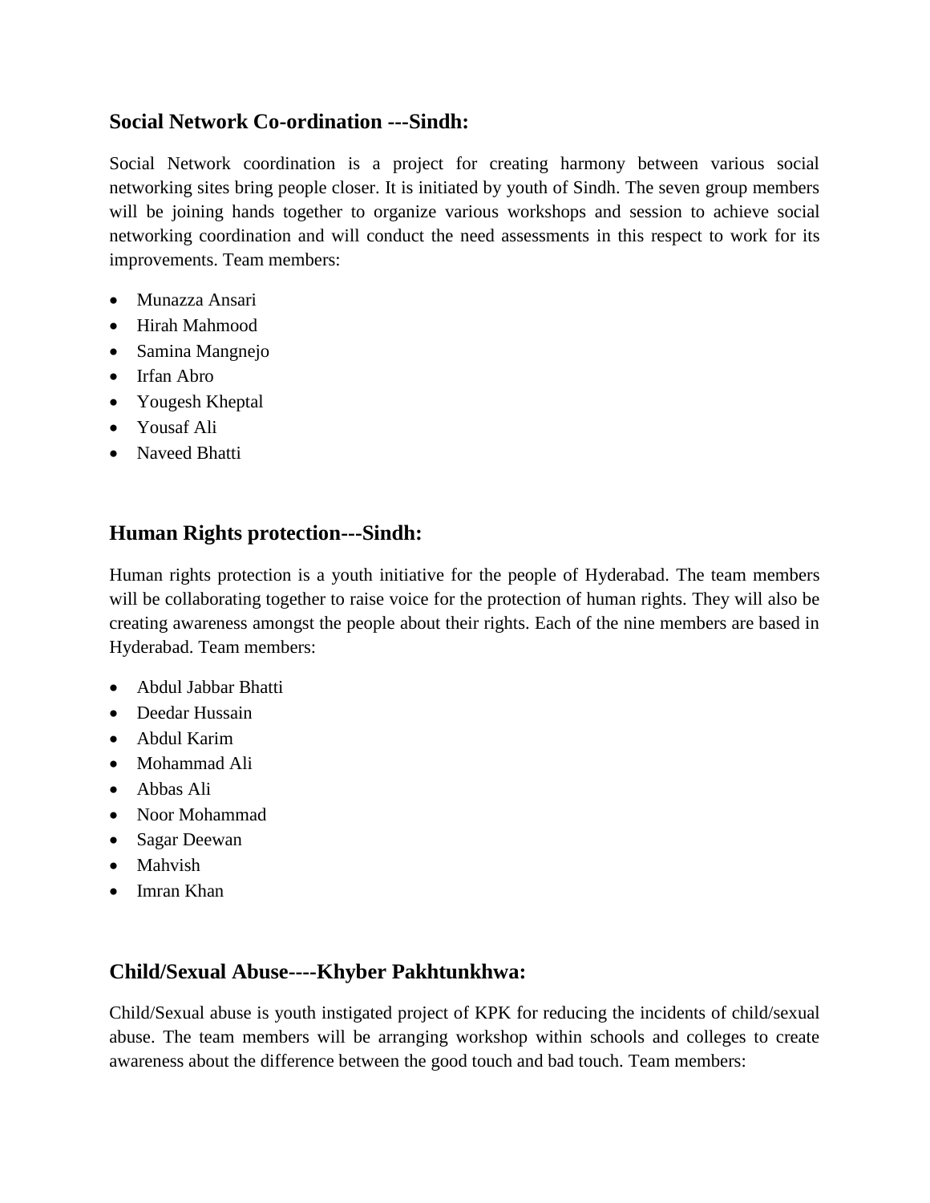### Social Network Co-ordination ---Sindh:

Social Network coordination is a project for creating harmony between various social networking sites bring people closer. It is initiated by youth of Sindh. The seven group members will be joining hands together to organize various workshops and session to achieve social networking coordination and will conduct the need assessments in this respect to work for its improvements. Team members:

- Munazza Ansari
- Hirah Mahmood
- Samina Mangnejo
- Irfan Abro
- Yougesh Kheptal
- Yousaf Ali
- Naveed Bhatti

### Human Rights protection---Sindh:

Human rights protection is a youth initiative for the people of Hyderabad. The team members will be collaborating together to raise voice for the protection of human rights. They will also be creating awareness amongst the people about their rights. Each of the nine members are based in Hyderabad. Team members:

- Abdul Jabbar Bhatti
- Deedar Hussain
- Abdul Karim
- Mohammad Ali
- Abbas Ali
- Noor Mohammad
- Sagar Deewan
- Mahvish
- Imran Khan

### Child/Sexual Abuse----Khyber Pakhtunkhwa:

Child/Sexual abuse is youth instigated project of KPK for reducing the incidents of child/sexual abuse. The team members will be arranging workshop within schools and colleges to create awareness about the difference between the good touch and bad touch. Team members: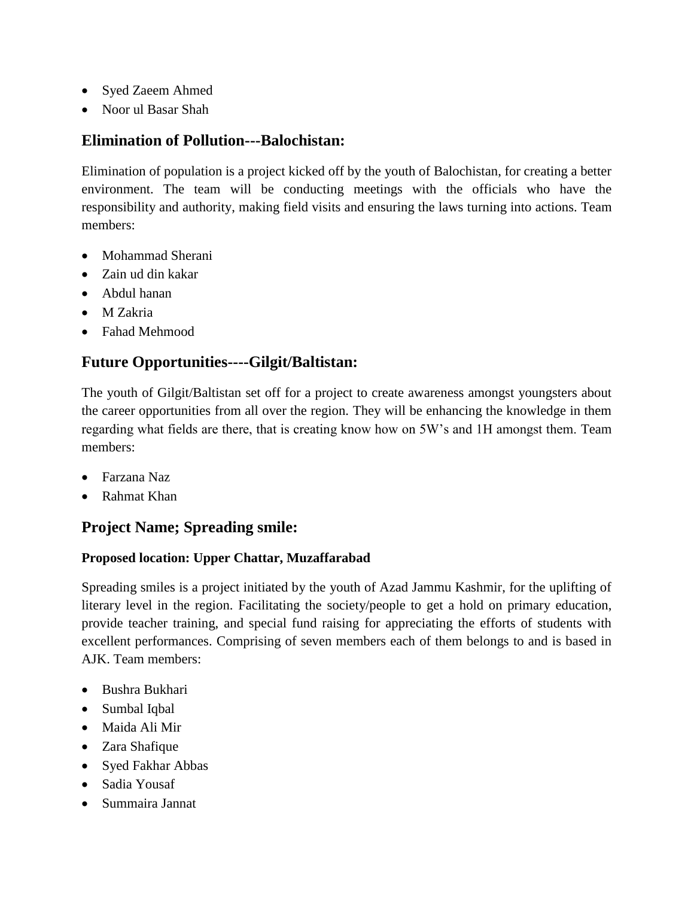- Syed Zaeem Ahmed
- Noor ul Basar Shah

## Elimination of Pollution---Balochistan:

Elimination of population is a project kicked off by the youth of Balochistan, for creating a better environment. The team will be conducting meetings with the officials who have the responsibility and authority, making field visits and ensuring the laws turning into actions. Team members:

- Mohammad Sherani
- Zain ud din kakar
- Abdul hanan
- M Zakria
- Fahad Mehmood

## Future Opportunities----Gilgit/Baltistan:

The youth of Gilgit/Baltistan set off for a project to create awareness amongst youngsters about the career opportunities from all over the region. They will be enhancing the knowledge in them regarding what fields are there, that is creating know how on 5W's and 1H amongst them. Team members:

- Farzana Naz
- Rahmat Khan

## Project Name; Spreading smile:

**Proposed location: Upper Chattar, Muzaffarabad**

Spreading smiles is a project initiated by the youth of Azad Jammu Kashmir, for the uplifting of literary level in the region. Facilitating the society/people to get a hold on primary education, provide teacher training, and special fund raising for appreciating the efforts of students with excellent performances. Comprising of seven members each of them belongs to and is based in AJK. Team members:

- Bushra Bukhari
- Sumbal Iqbal
- Maida Ali Mir
- Zara Shafique
- Syed Fakhar Abbas
- Sadia Yousaf
- Summaira Jannat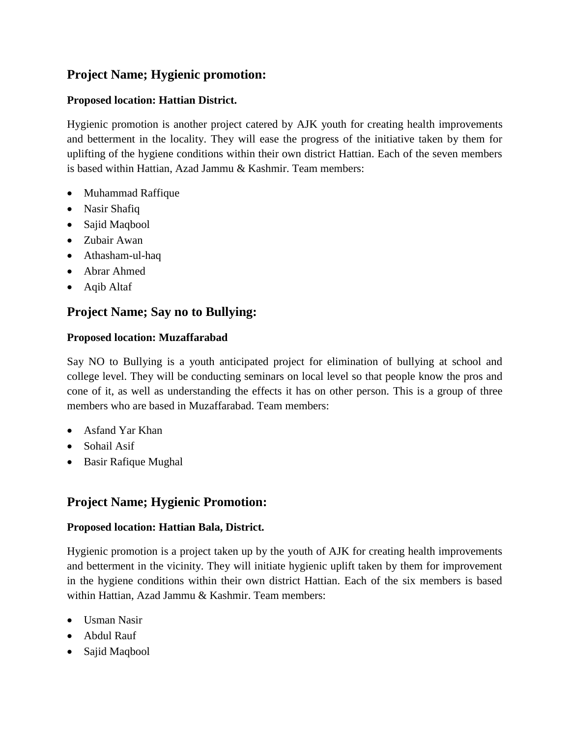## Project Name; Hygienic promotion:

**Proposed location: Hattian District.**

Hygienic promotion is another project catered by AJK youth for creating health improvements and betterment in the locality. They will ease the progress of the initiative taken by them for uplifting of the hygiene conditions within their own district Hattian. Each of the seven members is based within Hattian, Azad Jammu & Kashmir. Team members:

- Muhammad Raffique
- Nasir Shafiq
- Sajid Maqbool
- Zubair Awan
- Athasham-ul-haq
- Abrar Ahmed
- Aqib Altaf

## Project Name; Say no to Bullying:

**Proposed location: Muzaffarabad**

Say NO to Bullying is a youth anticipated project for elimination of bullying at school and college level. They will be conducting seminars on local level so that people know the pros and cone of it, as well as understanding the effects it has on other person. This is a group of three members who are based in Muzaffarabad. Team members:

- Asfand Yar Khan
- Sohail Asif
- Basir Rafique Mughal

## Project Name; Hygienic Promotion:

**Proposed location: Hattian Bala, District.**

Hygienic promotion is a project taken up by the youth of AJK for creating health improvements and betterment in the vicinity. They will initiate hygienic uplift taken by them for improvement in the hygiene conditions within their own district Hattian. Each of the six members is based within Hattian, Azad Jammu & Kashmir. Team members:

- Usman Nasir
- Abdul Rauf
- Sajid Maqbool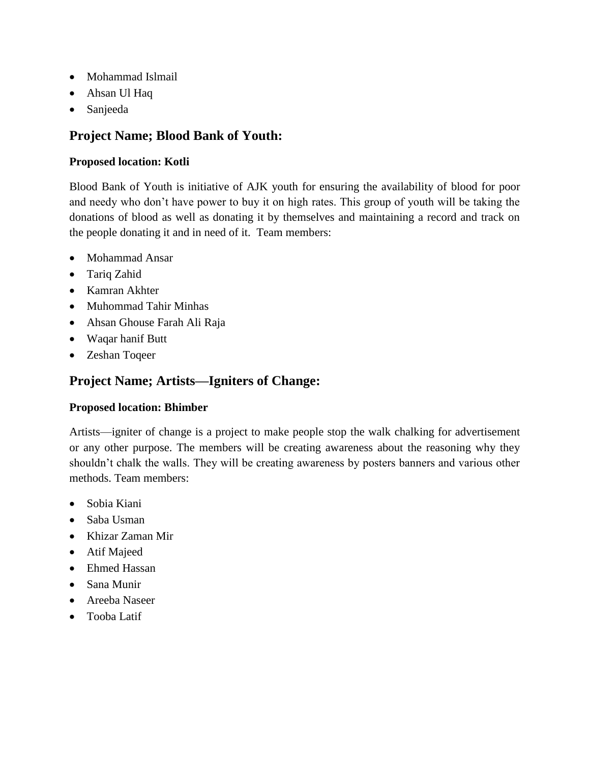- Mohammad Islmail
- Ahsan Ul Haq
- Sanjeeda

## Project Name; Blood Bank of Youth:

**Proposed location: Kotli**

Blood Bank of Youth is initiative of AJK youth for ensuring the availability of blood for poor and needy who don't have power to buy it on high rates. This group of youth will be taking the donations of blood as well as donating it by themselves and maintaining a record and track on the people donating it and in need of it. Team members:

- Mohammad Ansar
- Tariq Zahid
- Kamran Akhter
- Muhommad Tahir Minhas
- Ahsan Ghouse Farah Ali Raja
- Waqar hanif Butt
- Zeshan Toqeer

## Project Name; Artists—Igniters of Change:

**Proposed location: Bhimber**

Artists—igniter of change is a project to make people stop the walk chalking for advertisement or any other purpose. The members will be creating awareness about the reasoning why they shouldn't chalk the walls. They will be creating awareness by posters banners and various other methods. Team members:

- Sobia Kiani
- Saba Usman
- Khizar Zaman Mir
- Atif Majeed
- Ehmed Hassan
- Sana Munir
- Areeba Naseer
- Tooba Latif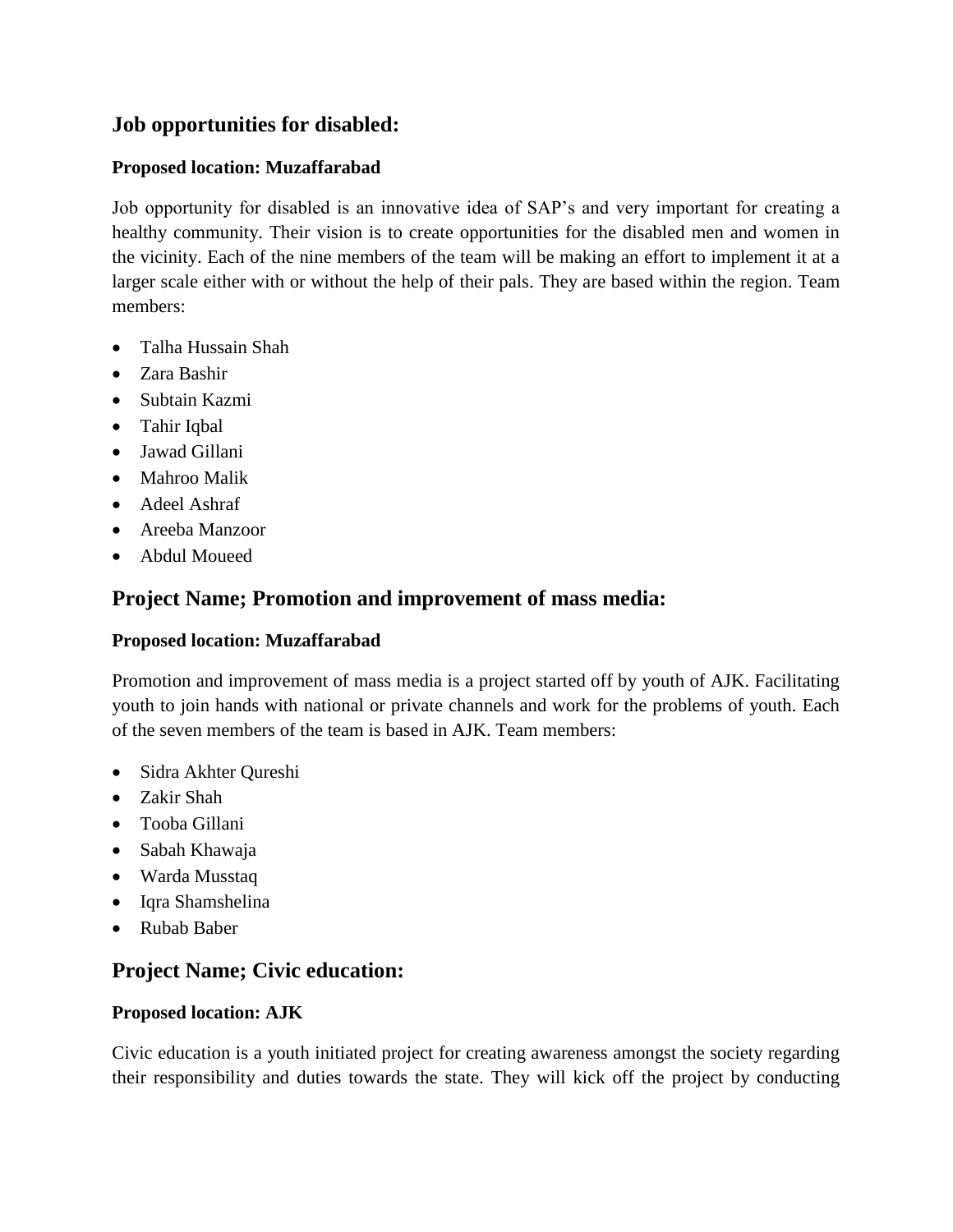## Job opportunities for disabled:

**Proposed location: Muzaffarabad**

Job opportunity for disabled is an innovative idea of SAP's and very important for creating a healthy community. Their vision is to create opportunities for the disabled men and women in the vicinity. Each of the nine members of the team will be making an effort to implement it at a larger scale either with or without the help of their pals. They are based within the region. Team members:

- Talha Hussain Shah
- Zara Bashir
- Subtain Kazmi
- Tahir Iqbal
- Jawad Gillani
- Mahroo Malik
- Adeel Ashraf
- Areeba Manzoor
- Abdul Moueed

## Project Name; Promotion and improvement of mass media:

**Proposed location: Muzaffarabad**

Promotion and improvement of mass media is a project started off by youth of AJK. Facilitating youth to join hands with national or private channels and work for the problems of youth. Each of the seven members of the team is based in AJK. Team members:

- Sidra Akhter Qureshi
- Zakir Shah
- Tooba Gillani
- Sabah Khawaja
- Warda Musstaq
- Iqra Shamshelina
- Rubab Baber

## Project Name; Civic education:

**Proposed location: AJK**

Civic education is a youth initiated project for creating awareness amongst the society regarding their responsibility and duties towards the state. They will kick off the project by conducting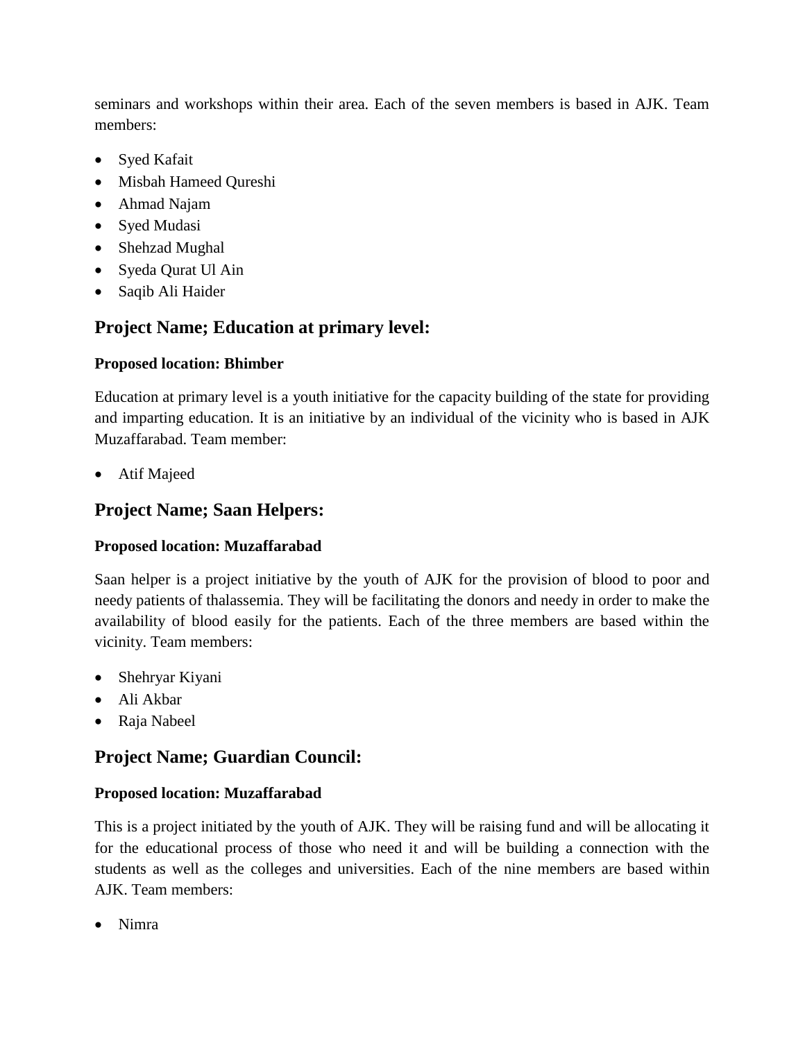seminars and workshops within their area. Each of the seven members is based in AJK. Team members:

- Syed Kafait
- Misbah Hameed Qureshi
- Ahmad Najam
- Syed Mudasi
- Shehzad Mughal
- Syeda Qurat Ul Ain
- Saqib Ali Haider

## Project Name; Education at primary level:

**Proposed location: Bhimber**

Education at primary level is a youth initiative for the capacity building of the state for providing and imparting education. It is an initiative by an individual of the vicinity who is based in AJK Muzaffarabad. Team member:

- Atif Majeed

## Project Name; Saan Helpers:

**Proposed location: Muzaffarabad**

Saan helper is a project initiative by the youth of AJK for the provision of blood to poor and needy patients of thalassemia. They will be facilitating the donors and needy in order to make the availability of blood easily for the patients. Each of the three members are based within the vicinity. Team members:

- Shehryar Kiyani
- Ali Akbar
- Raja Nabeel

## Project Name; Guardian Council:

**Proposed location: Muzaffarabad**

This is a project initiated by the youth of AJK. They will be raising fund and will be allocating it for the educational process of those who need it and will be building a connection with the students as well as the colleges and universities. Each of the nine members are based within AJK. Team members:

- Nimra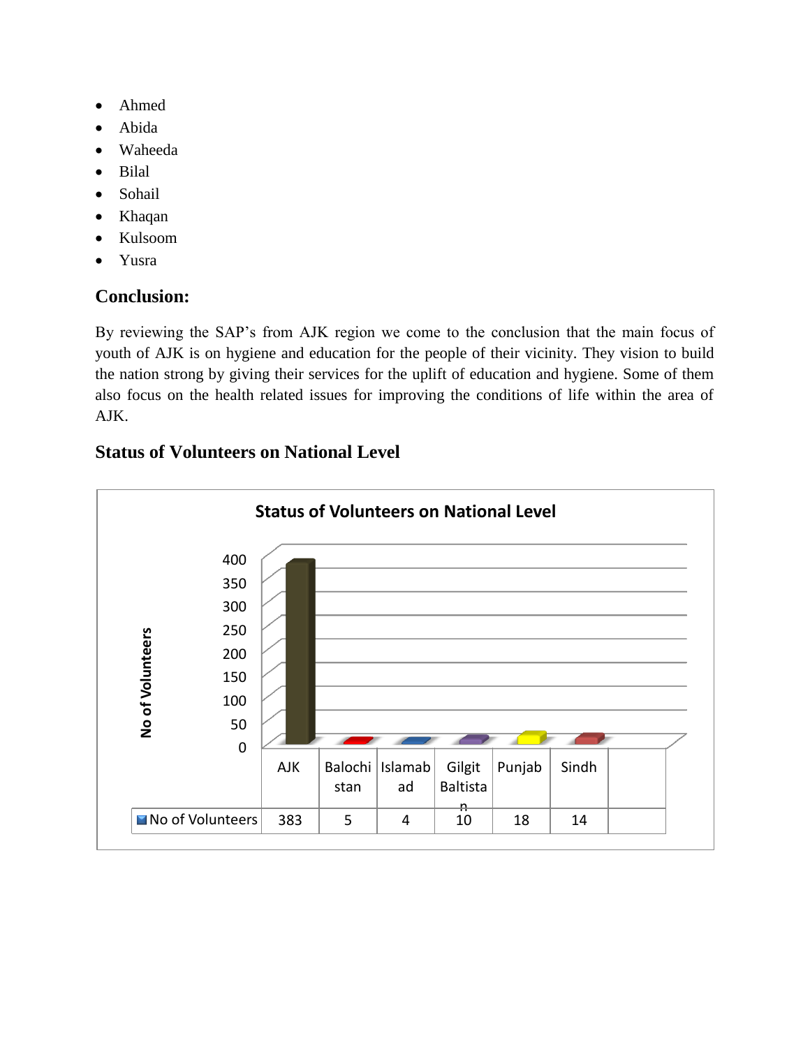- Ahmed
- Abida
- Waheeda
- Bilal
- Sohail
- Khaqan
- Kulsoom
- Yusra

## Conclusion:

By reviewing the SAP's from AJK region we come to the conclusion that the main focus of youth of AJK is on hygiene and education for the people of their vicinity. They vision to build the nation strong by giving their services for the uplift of education and hygiene. Some of them also focus on the health related issues for improving the conditions of life within the area of AJK.

## Status of Volunteers on National Level

Status of Volunteers on National Level

No of Volunteers

400
350
300
250
200
150
100
50
0

AJK
Balochistan
Islamabad
Gilgit Baltistan
Punjab
Sindh

No of Volunteers: 383, 5, 4, 10, 18, 14